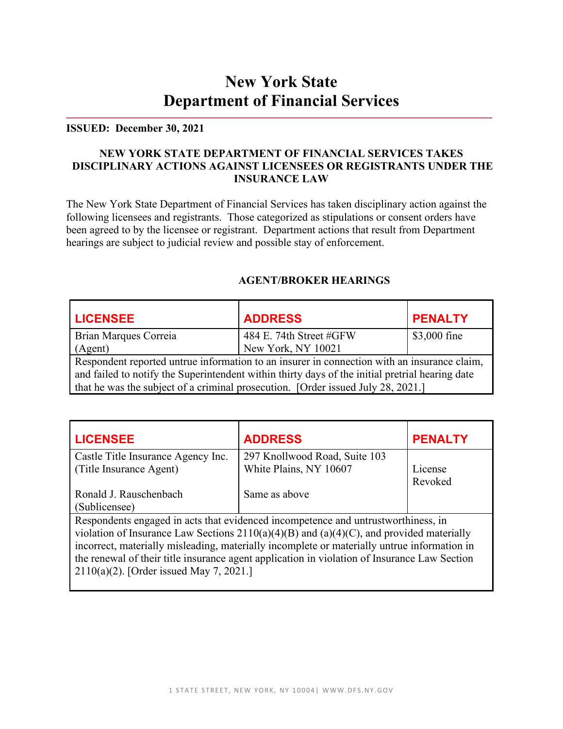# New York State Department of Financial Services

**ISSUED: December 30, 2021**

**NEW YORK STATE DEPARTMENT OF FINANCIAL SERVICES TAKES DISCIPLINARY ACTIONS AGAINST LICENSEES OR REGISTRANTS UNDER THE INSURANCE LAW**

The New York State Department of Financial Services has taken disciplinary action against the following licensees and registrants. Those categorized as stipulations or consent orders have been agreed to by the licensee or registrant. Department actions that result from Department hearings are subject to judicial review and possible stay of enforcement.

## AGENT/BROKER HEARINGS

| LICENSEE | ADDRESS | PENALTY |
|---|---|---|
| Brian Marques Correia (Agent) | 484 E. 74th Street #GFW New York, NY 10021 | $3,000 fine |
| Respondent reported untrue information to an insurer in connection with an insurance claim, and failed to notify the Superintendent within thirty days of the initial pretrial hearing date that he was the subject of a criminal prosecution. [Order issued July 28, 2021.] | | |

| LICENSEE | ADDRESS | PENALTY |
|---|---|---|
| Castle Title Insurance Agency Inc. (Title Insurance Agent) | 297 Knollwood Road, Suite 103 White Plains, NY 10607 | License Revoked |
| Ronald J. Rauschenbach (Sublicensee) | Same as above | |
| Respondents engaged in acts that evidenced incompetence and untrustworthiness, in violation of Insurance Law Sections 2110(a)(4)(B) and (a)(4)(C), and provided materially incorrect, materially misleading, materially incomplete or materially untrue information in the renewal of their title insurance agent application in violation of Insurance Law Section 2110(a)(2). [Order issued May 7, 2021.] | | |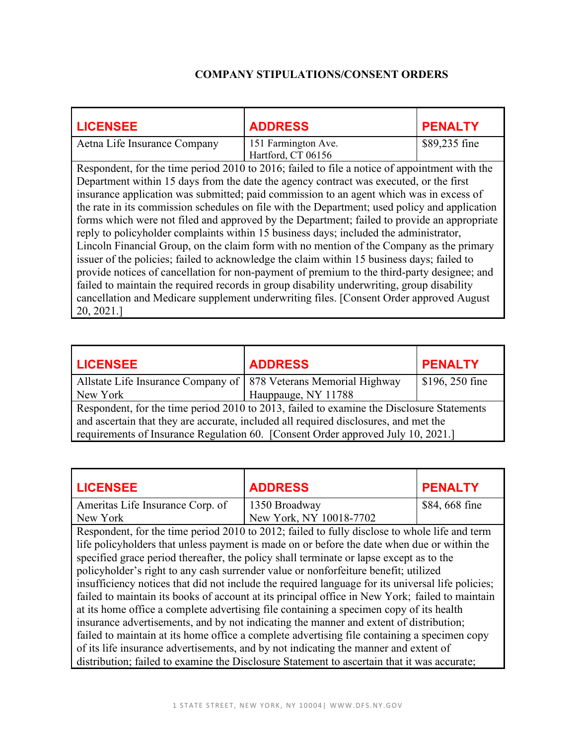### COMPANY STIPULATIONS/CONSENT ORDERS

| LICENSEE | ADDRESS | PENALTY |
|---|---|---|
| Aetna Life Insurance Company | 151 Farmington Ave.<br>Hartford, CT 06156 | $89,235 fine |

Respondent, for the time period 2010 to 2016; failed to file a notice of appointment with the Department within 15 days from the date the agency contract was executed, or the first insurance application was submitted; paid commission to an agent which was in excess of the rate in its commission schedules on file with the Department; used policy and application forms which were not filed and approved by the Department; failed to provide an appropriate reply to policyholder complaints within 15 business days; included the administrator, Lincoln Financial Group, on the claim form with no mention of the Company as the primary issuer of the policies; failed to acknowledge the claim within 15 business days; failed to provide notices of cancellation for non-payment of premium to the third-party designee; and failed to maintain the required records in group disability underwriting, group disability cancellation and Medicare supplement underwriting files. [Consent Order approved August 20, 2021.]

| LICENSEE | ADDRESS | PENALTY |
|---|---|---|
| Allstate Life Insurance Company of New York | 878 Veterans Memorial Highway<br>Hauppauge, NY 11788 | $196, 250 fine |

Respondent, for the time period 2010 to 2013, failed to examine the Disclosure Statements and ascertain that they are accurate, included all required disclosures, and met the requirements of Insurance Regulation 60. [Consent Order approved July 10, 2021.]

| LICENSEE | ADDRESS | PENALTY |
|---|---|---|
| Ameritas Life Insurance Corp. of New York | 1350 Broadway<br>New York, NY 10018-7702 | $84, 668 fine |

Respondent, for the time period 2010 to 2012; failed to fully disclose to whole life and term life policyholders that unless payment is made on or before the date when due or within the specified grace period thereafter, the policy shall terminate or lapse except as to the policyholder's right to any cash surrender value or nonforfeiture benefit; utilized insufficiency notices that did not include the required language for its universal life policies; failed to maintain its books of account at its principal office in New York; failed to maintain at its home office a complete advertising file containing a specimen copy of its health insurance advertisements, and by not indicating the manner and extent of distribution; failed to maintain at its home office a complete advertising file containing a specimen copy of its life insurance advertisements, and by not indicating the manner and extent of distribution; failed to examine the Disclosure Statement to ascertain that it was accurate;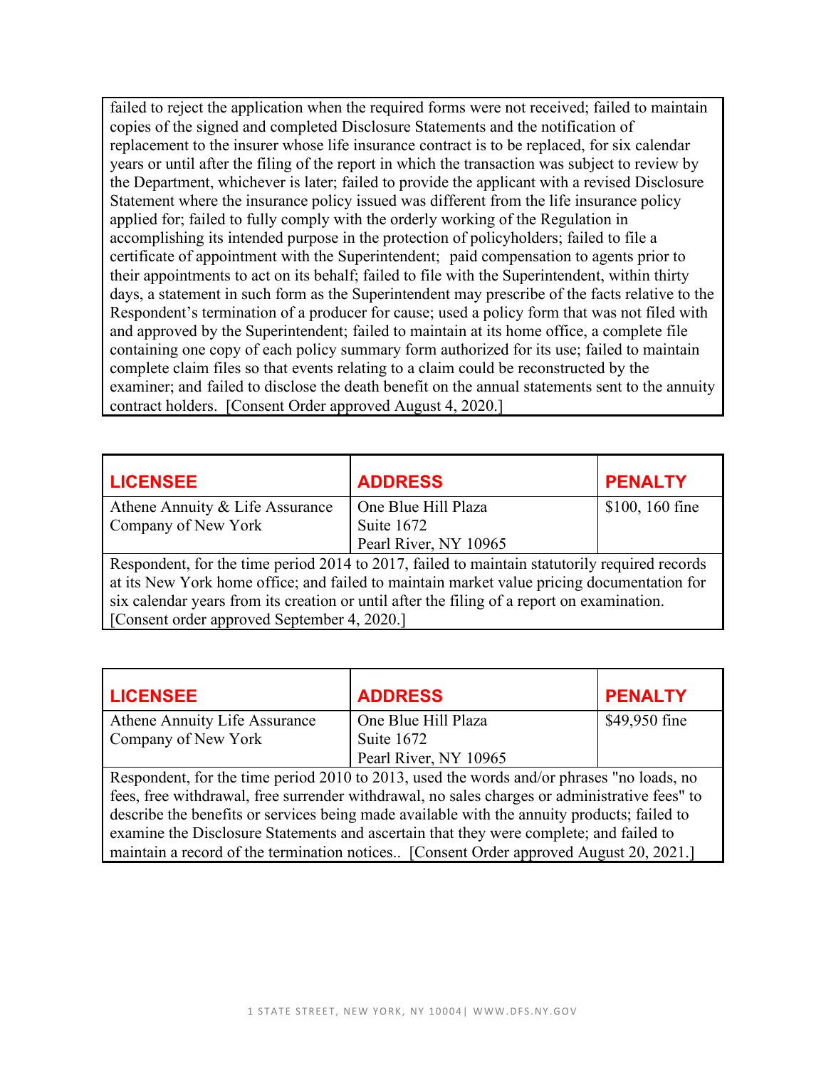failed to reject the application when the required forms were not received; failed to maintain copies of the signed and completed Disclosure Statements and the notification of replacement to the insurer whose life insurance contract is to be replaced, for six calendar years or until after the filing of the report in which the transaction was subject to review by the Department, whichever is later; failed to provide the applicant with a revised Disclosure Statement where the insurance policy issued was different from the life insurance policy applied for; failed to fully comply with the orderly working of the Regulation in accomplishing its intended purpose in the protection of policyholders; failed to file a certificate of appointment with the Superintendent; paid compensation to agents prior to their appointments to act on its behalf; failed to file with the Superintendent, within thirty days, a statement in such form as the Superintendent may prescribe of the facts relative to the Respondent's termination of a producer for cause; used a policy form that was not filed with and approved by the Superintendent; failed to maintain at its home office, a complete file containing one copy of each policy summary form authorized for its use; failed to maintain complete claim files so that events relating to a claim could be reconstructed by the examiner; and failed to disclose the death benefit on the annual statements sent to the annuity contract holders. [Consent Order approved August 4, 2020.]

| LICENSEE | ADDRESS | PENALTY |
|---|---|---|
| Athene Annuity & Life Assurance Company of New York | One Blue Hill Plaza<br>Suite 1672<br>Pearl River, NY 10965 | $100, 160 fine |

Respondent, for the time period 2014 to 2017, failed to maintain statutorily required records at its New York home office; and failed to maintain market value pricing documentation for six calendar years from its creation or until after the filing of a report on examination. [Consent order approved September 4, 2020.]

| LICENSEE | ADDRESS | PENALTY |
|---|---|---|
| Athene Annuity Life Assurance Company of New York | One Blue Hill Plaza<br>Suite 1672<br>Pearl River, NY 10965 | $49,950 fine |

Respondent, for the time period 2010 to 2013, used the words and/or phrases "no loads, no fees, free withdrawal, free surrender withdrawal, no sales charges or administrative fees" to describe the benefits or services being made available with the annuity products; failed to examine the Disclosure Statements and ascertain that they were complete; and failed to maintain a record of the termination notices.. [Consent Order approved August 20, 2021.]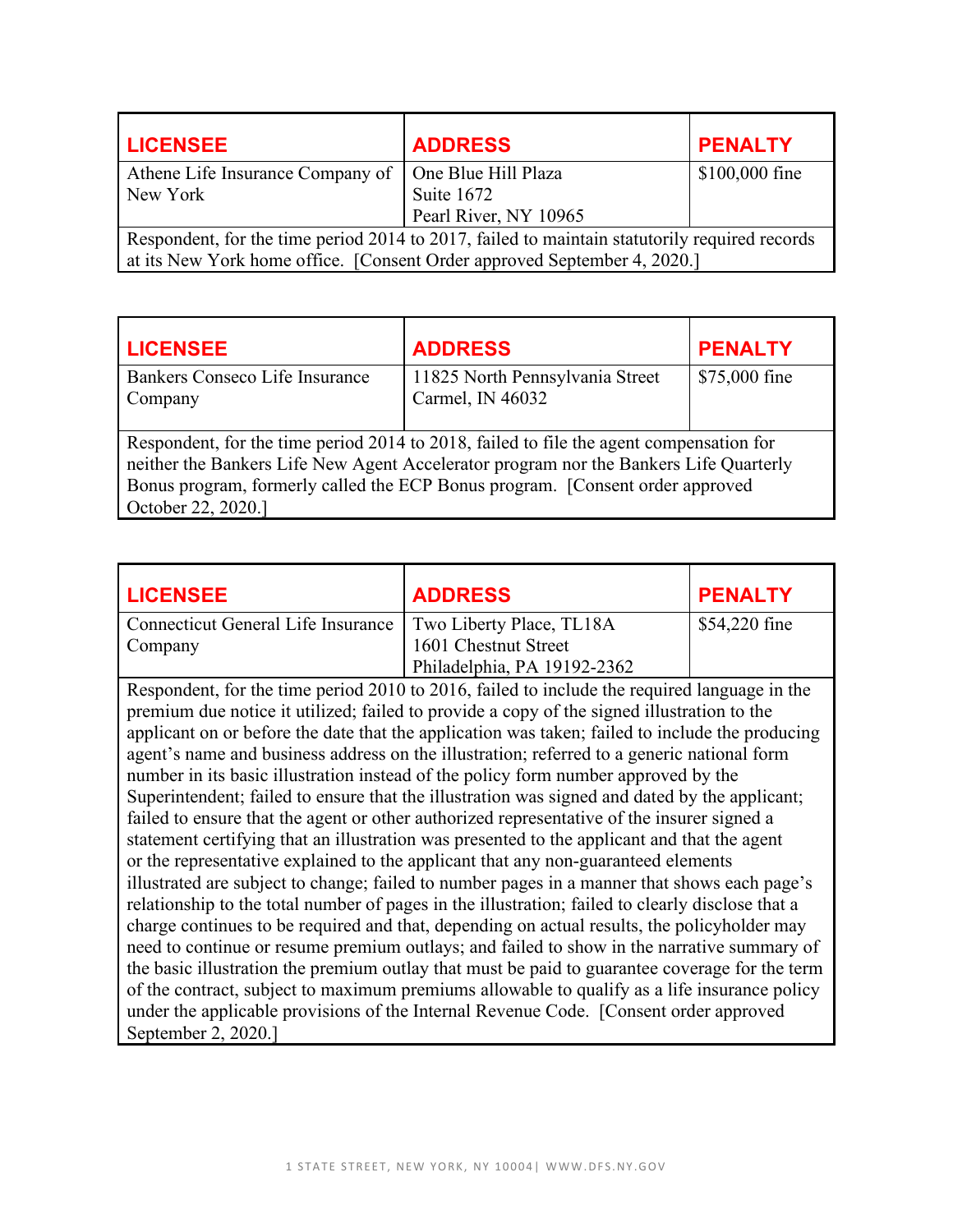| LICENSEE | ADDRESS | PENALTY |
| --- | --- | --- |
| Athene Life Insurance Company of New York | One Blue Hill Plaza<br>Suite 1672<br>Pearl River, NY 10965 | $100,000 fine |
| Respondent, for the time period 2014 to 2017, failed to maintain statutorily required records at its New York home office. [Consent Order approved September 4, 2020.] | | |

| LICENSEE | ADDRESS | PENALTY |
| --- | --- | --- |
| Bankers Conseco Life Insurance Company | 11825 North Pennsylvania Street<br>Carmel, IN 46032 | $75,000 fine |
| Respondent, for the time period 2014 to 2018, failed to file the agent compensation for neither the Bankers Life New Agent Accelerator program nor the Bankers Life Quarterly Bonus program, formerly called the ECP Bonus program. [Consent order approved October 22, 2020.] | | |

| LICENSEE | ADDRESS | PENALTY |
| --- | --- | --- |
| Connecticut General Life Insurance Company | Two Liberty Place, TL18A<br>1601 Chestnut Street<br>Philadelphia, PA 19192-2362 | $54,220 fine |
| Respondent, for the time period 2010 to 2016, failed to include the required language in the premium due notice it utilized; failed to provide a copy of the signed illustration to the applicant on or before the date that the application was taken; failed to include the producing agent's name and business address on the illustration; referred to a generic national form number in its basic illustration instead of the policy form number approved by the Superintendent; failed to ensure that the illustration was signed and dated by the applicant; failed to ensure that the agent or other authorized representative of the insurer signed a statement certifying that an illustration was presented to the applicant and that the agent or the representative explained to the applicant that any non-guaranteed elements illustrated are subject to change; failed to number pages in a manner that shows each page's relationship to the total number of pages in the illustration; failed to clearly disclose that a charge continues to be required and that, depending on actual results, the policyholder may need to continue or resume premium outlays; and failed to show in the narrative summary of the basic illustration the premium outlay that must be paid to guarantee coverage for the term of the contract, subject to maximum premiums allowable to qualify as a life insurance policy under the applicable provisions of the Internal Revenue Code. [Consent order approved September 2, 2020.] | | |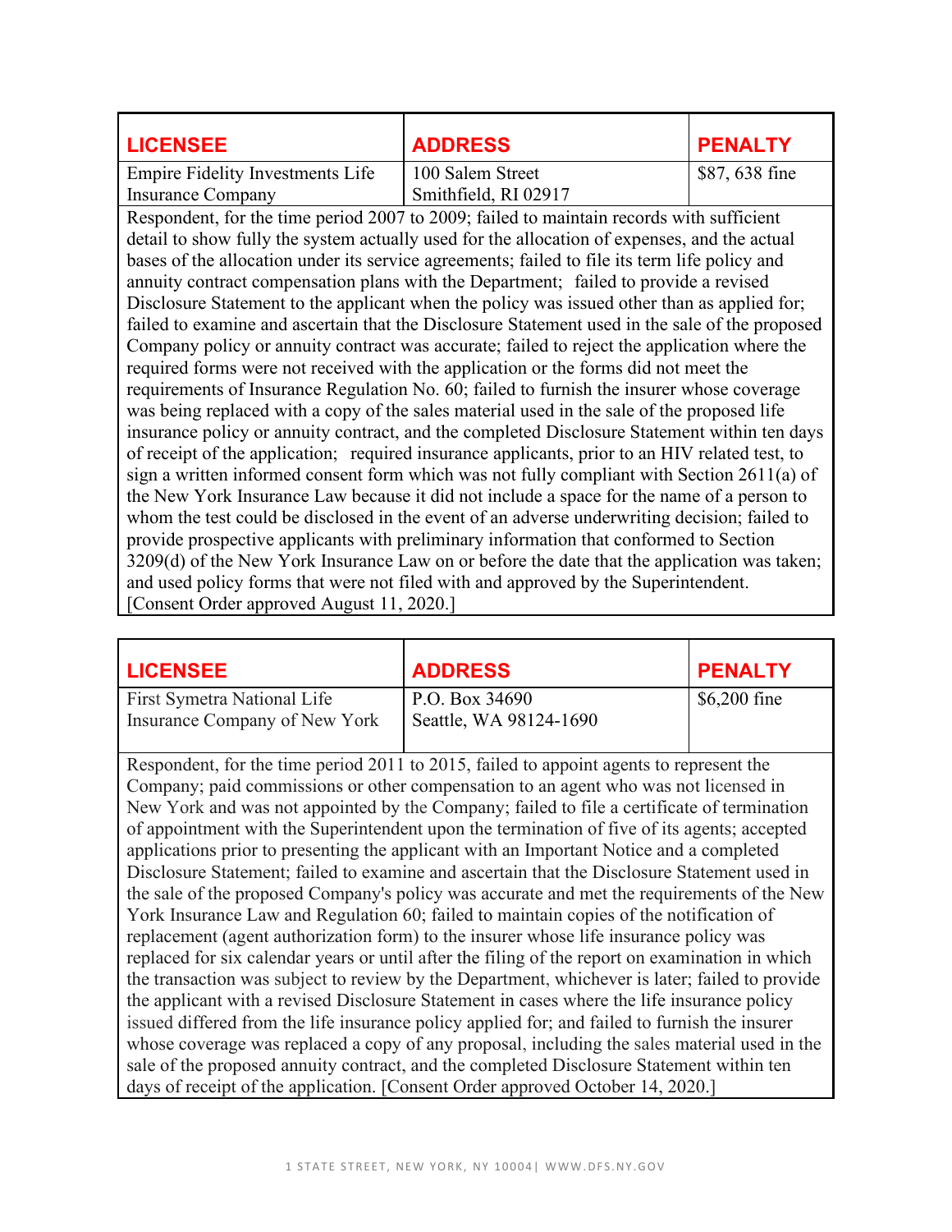| LICENSEE | ADDRESS | PENALTY |
| --- | --- | --- |
| Empire Fidelity Investments Life Insurance Company | 100 Salem Street Smithfield, RI 02917 | $87, 638 fine |

Respondent, for the time period 2007 to 2009; failed to maintain records with sufficient detail to show fully the system actually used for the allocation of expenses, and the actual bases of the allocation under its service agreements; failed to file its term life policy and annuity contract compensation plans with the Department; failed to provide a revised Disclosure Statement to the applicant when the policy was issued other than as applied for; failed to examine and ascertain that the Disclosure Statement used in the sale of the proposed Company policy or annuity contract was accurate; failed to reject the application where the required forms were not received with the application or the forms did not meet the requirements of Insurance Regulation No. 60; failed to furnish the insurer whose coverage was being replaced with a copy of the sales material used in the sale of the proposed life insurance policy or annuity contract, and the completed Disclosure Statement within ten days of receipt of the application; required insurance applicants, prior to an HIV related test, to sign a written informed consent form which was not fully compliant with Section 2611(a) of the New York Insurance Law because it did not include a space for the name of a person to whom the test could be disclosed in the event of an adverse underwriting decision; failed to provide prospective applicants with preliminary information that conformed to Section 3209(d) of the New York Insurance Law on or before the date that the application was taken; and used policy forms that were not filed with and approved by the Superintendent. [Consent Order approved August 11, 2020.]

| LICENSEE | ADDRESS | PENALTY |
| --- | --- | --- |
| First Symetra National Life Insurance Company of New York | P.O. Box 34690 Seattle, WA 98124-1690 | $6,200 fine |

Respondent, for the time period 2011 to 2015, failed to appoint agents to represent the Company; paid commissions or other compensation to an agent who was not licensed in New York and was not appointed by the Company; failed to file a certificate of termination of appointment with the Superintendent upon the termination of five of its agents; accepted applications prior to presenting the applicant with an Important Notice and a completed Disclosure Statement; failed to examine and ascertain that the Disclosure Statement used in the sale of the proposed Company's policy was accurate and met the requirements of the New York Insurance Law and Regulation 60; failed to maintain copies of the notification of replacement (agent authorization form) to the insurer whose life insurance policy was replaced for six calendar years or until after the filing of the report on examination in which the transaction was subject to review by the Department, whichever is later; failed to provide the applicant with a revised Disclosure Statement in cases where the life insurance policy issued differed from the life insurance policy applied for; and failed to furnish the insurer whose coverage was replaced a copy of any proposal, including the sales material used in the sale of the proposed annuity contract, and the completed Disclosure Statement within ten days of receipt of the application. [Consent Order approved October 14, 2020.]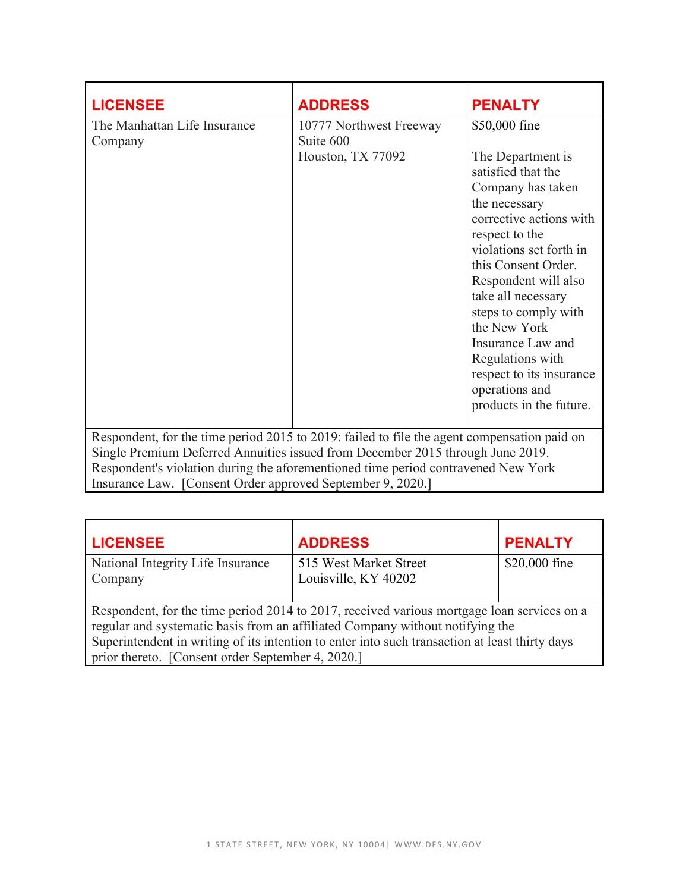| LICENSEE | ADDRESS | PENALTY |
|---|---|---|
| The Manhattan Life Insurance Company | 10777 Northwest Freeway Suite 600 Houston, TX 77092 | $50,000 fine<br><br>The Department is satisfied that the Company has taken the necessary corrective actions with respect to the violations set forth in this Consent Order. Respondent will also take all necessary steps to comply with the New York Insurance Law and Regulations with respect to its insurance operations and products in the future. |
| Respondent, for the time period 2015 to 2019: failed to file the agent compensation paid on Single Premium Deferred Annuities issued from December 2015 through June 2019. Respondent's violation during the aforementioned time period contravened New York Insurance Law. [Consent Order approved September 9, 2020.] | | |

| LICENSEE | ADDRESS | PENALTY |
|---|---|---|
| National Integrity Life Insurance Company | 515 West Market Street Louisville, KY 40202 | $20,000 fine |
| Respondent, for the time period 2014 to 2017, received various mortgage loan services on a regular and systematic basis from an affiliated Company without notifying the Superintendent in writing of its intention to enter into such transaction at least thirty days prior thereto. [Consent order September 4, 2020.] | | |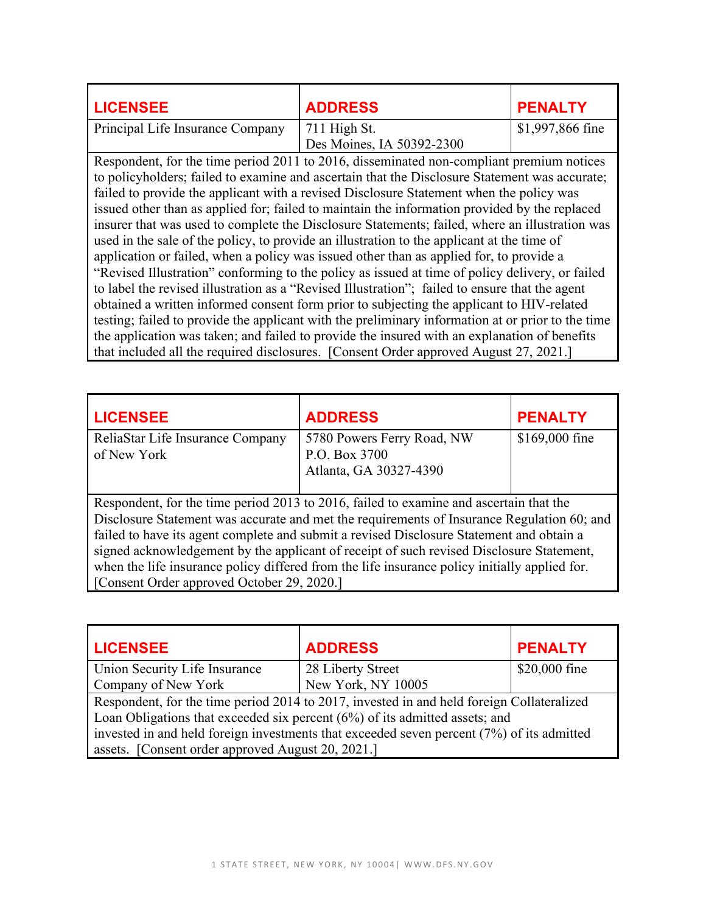| LICENSEE | ADDRESS | PENALTY |
| --- | --- | --- |
| Principal Life Insurance Company | 711 High St.<br>Des Moines, IA 50392-2300 | $1,997,866 fine |

Respondent, for the time period 2011 to 2016, disseminated non-compliant premium notices to policyholders; failed to examine and ascertain that the Disclosure Statement was accurate; failed to provide the applicant with a revised Disclosure Statement when the policy was issued other than as applied for; failed to maintain the information provided by the replaced insurer that was used to complete the Disclosure Statements; failed, where an illustration was used in the sale of the policy, to provide an illustration to the applicant at the time of application or failed, when a policy was issued other than as applied for, to provide a "Revised Illustration" conforming to the policy as issued at time of policy delivery, or failed to label the revised illustration as a "Revised Illustration"; failed to ensure that the agent obtained a written informed consent form prior to subjecting the applicant to HIV-related testing; failed to provide the applicant with the preliminary information at or prior to the time the application was taken; and failed to provide the insured with an explanation of benefits that included all the required disclosures. [Consent Order approved August 27, 2021.]

| LICENSEE | ADDRESS | PENALTY |
| --- | --- | --- |
| ReliaStar Life Insurance Company of New York | 5780 Powers Ferry Road, NW<br>P.O. Box 3700<br>Atlanta, GA 30327-4390 | $169,000 fine |

Respondent, for the time period 2013 to 2016, failed to examine and ascertain that the Disclosure Statement was accurate and met the requirements of Insurance Regulation 60; and failed to have its agent complete and submit a revised Disclosure Statement and obtain a signed acknowledgement by the applicant of receipt of such revised Disclosure Statement, when the life insurance policy differed from the life insurance policy initially applied for. [Consent Order approved October 29, 2020.]

| LICENSEE | ADDRESS | PENALTY |
| --- | --- | --- |
| Union Security Life Insurance Company of New York | 28 Liberty Street<br>New York, NY 10005 | $20,000 fine |

Respondent, for the time period 2014 to 2017, invested in and held foreign Collateralized Loan Obligations that exceeded six percent (6%) of its admitted assets; and invested in and held foreign investments that exceeded seven percent (7%) of its admitted assets. [Consent order approved August 20, 2021.]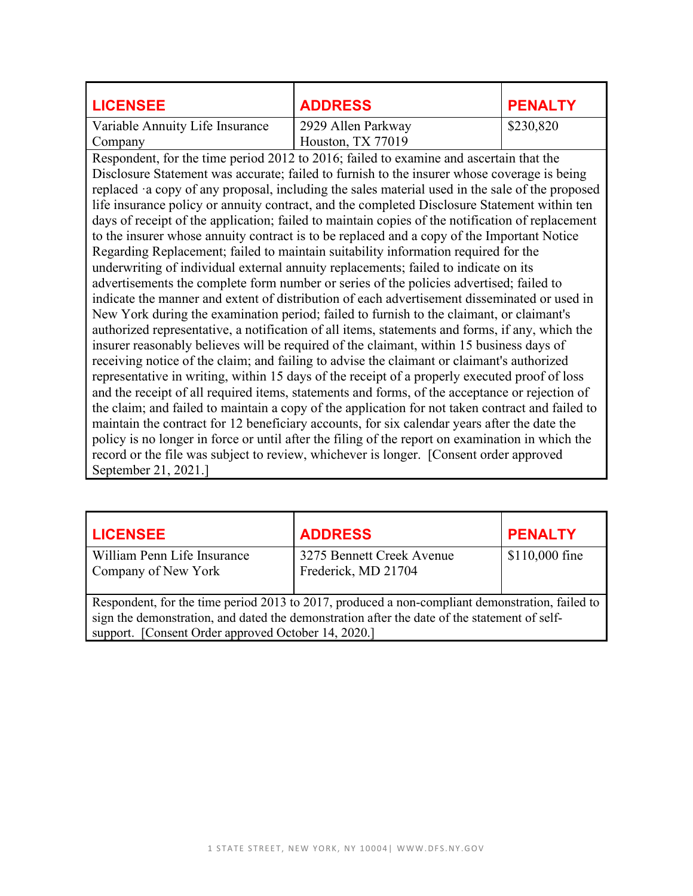| LICENSEE | ADDRESS | PENALTY |
| --- | --- | --- |
| Variable Annuity Life Insurance Company | 2929 Allen Parkway<br>Houston, TX 77019 | $230,820 |

Respondent, for the time period 2012 to 2016; failed to examine and ascertain that the Disclosure Statement was accurate; failed to furnish to the insurer whose coverage is being replaced ·a copy of any proposal, including the sales material used in the sale of the proposed life insurance policy or annuity contract, and the completed Disclosure Statement within ten days of receipt of the application; failed to maintain copies of the notification of replacement to the insurer whose annuity contract is to be replaced and a copy of the Important Notice Regarding Replacement; failed to maintain suitability information required for the underwriting of individual external annuity replacements; failed to indicate on its advertisements the complete form number or series of the policies advertised; failed to indicate the manner and extent of distribution of each advertisement disseminated or used in New York during the examination period; failed to furnish to the claimant, or claimant's authorized representative, a notification of all items, statements and forms, if any, which the insurer reasonably believes will be required of the claimant, within 15 business days of receiving notice of the claim; and failing to advise the claimant or claimant's authorized representative in writing, within 15 days of the receipt of a properly executed proof of loss and the receipt of all required items, statements and forms, of the acceptance or rejection of the claim; and failed to maintain a copy of the application for not taken contract and failed to maintain the contract for 12 beneficiary accounts, for six calendar years after the date the policy is no longer in force or until after the filing of the report on examination in which the record or the file was subject to review, whichever is longer. [Consent order approved September 21, 2021.]

| LICENSEE | ADDRESS | PENALTY |
| --- | --- | --- |
| William Penn Life Insurance Company of New York | 3275 Bennett Creek Avenue<br>Frederick, MD 21704 | $110,000 fine |

Respondent, for the time period 2013 to 2017, produced a non-compliant demonstration, failed to sign the demonstration, and dated the demonstration after the date of the statement of self-support. [Consent Order approved October 14, 2020.]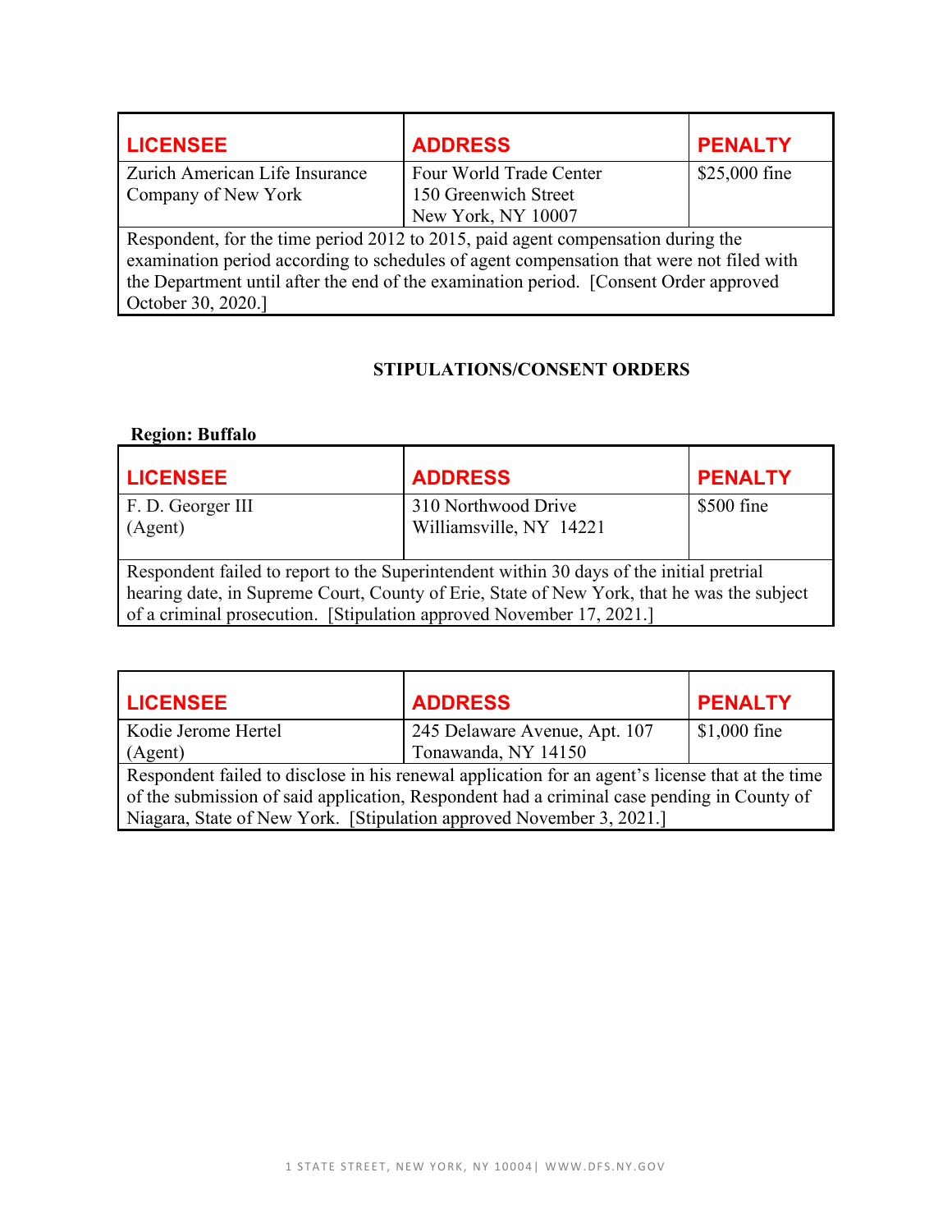| LICENSEE | ADDRESS | PENALTY |
|---|---|---|
| Zurich American Life Insurance Company of New York | Four World Trade Center<br>150 Greenwich Street<br>New York, NY 10007 | $25,000 fine |
| Respondent, for the time period 2012 to 2015, paid agent compensation during the examination period according to schedules of agent compensation that were not filed with the Department until after the end of the examination period. [Consent Order approved October 30, 2020.] | | |

## STIPULATIONS/CONSENT ORDERS

**Region: Buffalo**

| LICENSEE | ADDRESS | PENALTY |
|---|---|---|
| F. D. Georger III<br>(Agent) | 310 Northwood Drive<br>Williamsville, NY 14221 | $500 fine |
| Respondent failed to report to the Superintendent within 30 days of the initial pretrial hearing date, in Supreme Court, County of Erie, State of New York, that he was the subject of a criminal prosecution. [Stipulation approved November 17, 2021.] | | |

| LICENSEE | ADDRESS | PENALTY |
|---|---|---|
| Kodie Jerome Hertel<br>(Agent) | 245 Delaware Avenue, Apt. 107<br>Tonawanda, NY 14150 | $1,000 fine |
| Respondent failed to disclose in his renewal application for an agent's license that at the time of the submission of said application, Respondent had a criminal case pending in County of Niagara, State of New York. [Stipulation approved November 3, 2021.] | | |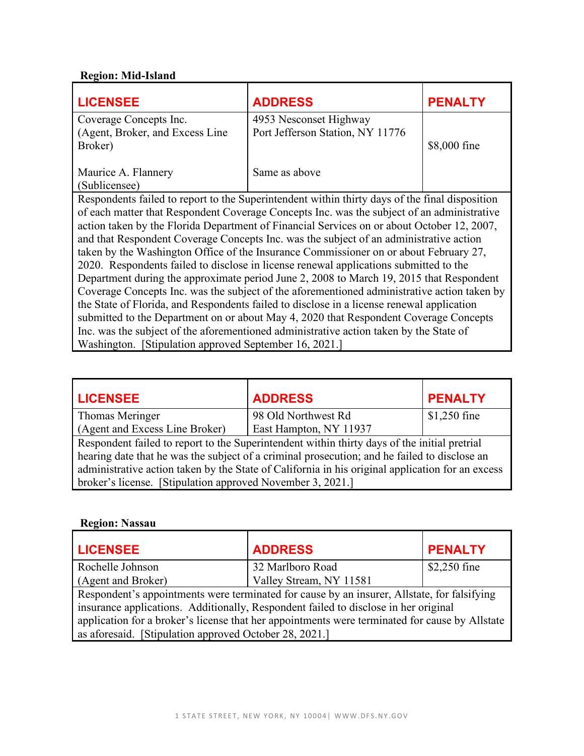**Region: Mid-Island**

| LICENSEE | ADDRESS | PENALTY |
|---|---|---|
| Coverage Concepts Inc. (Agent, Broker, and Excess Line Broker) | 4953 Nesconset Highway Port Jefferson Station, NY 11776 | $8,000 fine |
| Maurice A. Flannery (Sublicensee) | Same as above | |
| Respondents failed to report to the Superintendent within thirty days of the final disposition of each matter that Respondent Coverage Concepts Inc. was the subject of an administrative action taken by the Florida Department of Financial Services on or about October 12, 2007, and that Respondent Coverage Concepts Inc. was the subject of an administrative action taken by the Washington Office of the Insurance Commissioner on or about February 27, 2020. Respondents failed to disclose in license renewal applications submitted to the Department during the approximate period June 2, 2008 to March 19, 2015 that Respondent Coverage Concepts Inc. was the subject of the aforementioned administrative action taken by the State of Florida, and Respondents failed to disclose in a license renewal application submitted to the Department on or about May 4, 2020 that Respondent Coverage Concepts Inc. was the subject of the aforementioned administrative action taken by the State of Washington. [Stipulation approved September 16, 2021.] | | |

| LICENSEE | ADDRESS | PENALTY |
|---|---|---|
| Thomas Meringer (Agent and Excess Line Broker) | 98 Old Northwest Rd East Hampton, NY 11937 | $1,250 fine |
| Respondent failed to report to the Superintendent within thirty days of the initial pretrial hearing date that he was the subject of a criminal prosecution; and he failed to disclose an administrative action taken by the State of California in his original application for an excess broker's license. [Stipulation approved November 3, 2021.] | | |

**Region: Nassau**

| LICENSEE | ADDRESS | PENALTY |
|---|---|---|
| Rochelle Johnson (Agent and Broker) | 32 Marlboro Road Valley Stream, NY 11581 | $2,250 fine |
| Respondent's appointments were terminated for cause by an insurer, Allstate, for falsifying insurance applications. Additionally, Respondent failed to disclose in her original application for a broker's license that her appointments were terminated for cause by Allstate as aforesaid. [Stipulation approved October 28, 2021.] | | |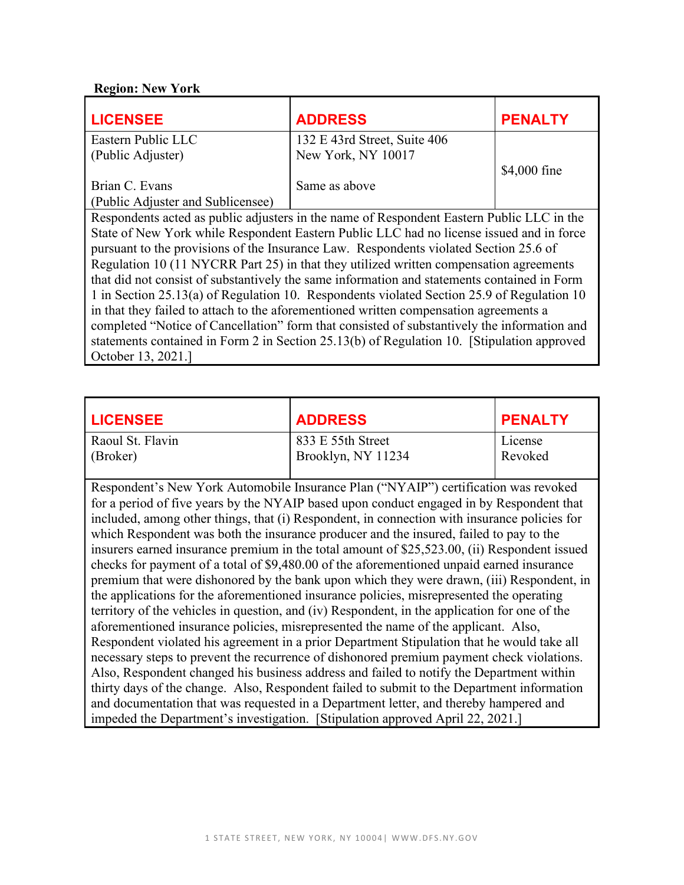**Region: New York**

| LICENSEE | ADDRESS | PENALTY |
|---|---|---|
| Eastern Public LLC<br>(Public Adjuster)<br><br>Brian C. Evans<br>(Public Adjuster and Sublicensee) | 132 E 43rd Street, Suite 406<br>New York, NY 10017<br><br>Same as above | $4,000 fine |

Respondents acted as public adjusters in the name of Respondent Eastern Public LLC in the State of New York while Respondent Eastern Public LLC had no license issued and in force pursuant to the provisions of the Insurance Law. Respondents violated Section 25.6 of Regulation 10 (11 NYCRR Part 25) in that they utilized written compensation agreements that did not consist of substantively the same information and statements contained in Form 1 in Section 25.13(a) of Regulation 10. Respondents violated Section 25.9 of Regulation 10 in that they failed to attach to the aforementioned written compensation agreements a completed "Notice of Cancellation" form that consisted of substantively the information and statements contained in Form 2 in Section 25.13(b) of Regulation 10. [Stipulation approved October 13, 2021.]

| LICENSEE | ADDRESS | PENALTY |
|---|---|---|
| Raoul St. Flavin<br>(Broker) | 833 E 55th Street<br>Brooklyn, NY 11234 | License Revoked |

Respondent's New York Automobile Insurance Plan ("NYAIP") certification was revoked for a period of five years by the NYAIP based upon conduct engaged in by Respondent that included, among other things, that (i) Respondent, in connection with insurance policies for which Respondent was both the insurance producer and the insured, failed to pay to the insurers earned insurance premium in the total amount of $25,523.00, (ii) Respondent issued checks for payment of a total of $9,480.00 of the aforementioned unpaid earned insurance premium that were dishonored by the bank upon which they were drawn, (iii) Respondent, in the applications for the aforementioned insurance policies, misrepresented the operating territory of the vehicles in question, and (iv) Respondent, in the application for one of the aforementioned insurance policies, misrepresented the name of the applicant. Also, Respondent violated his agreement in a prior Department Stipulation that he would take all necessary steps to prevent the recurrence of dishonored premium payment check violations. Also, Respondent changed his business address and failed to notify the Department within thirty days of the change. Also, Respondent failed to submit to the Department information and documentation that was requested in a Department letter, and thereby hampered and impeded the Department's investigation. [Stipulation approved April 22, 2021.]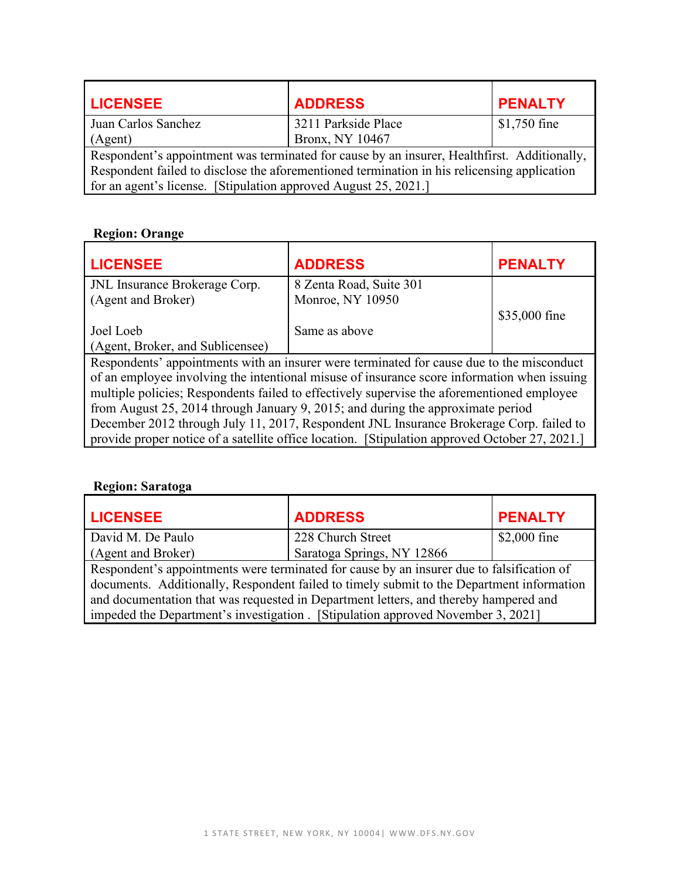| LICENSEE | ADDRESS | PENALTY |
|---|---|---|
| Juan Carlos Sanchez (Agent) | 3211 Parkside Place Bronx, NY 10467 | $1,750 fine |
| Respondent's appointment was terminated for cause by an insurer, Healthfirst. Additionally, Respondent failed to disclose the aforementioned termination in his relicensing application for an agent's license. [Stipulation approved August 25, 2021.] | | |

**Region: Orange**

| LICENSEE | ADDRESS | PENALTY |
|---|---|---|
| JNL Insurance Brokerage Corp. (Agent and Broker) | 8 Zenta Road, Suite 301 Monroe, NY 10950 | $35,000 fine |
| Joel Loeb (Agent, Broker, and Sublicensee) | Same as above | |
| Respondents' appointments with an insurer were terminated for cause due to the misconduct of an employee involving the intentional misuse of insurance score information when issuing multiple policies; Respondents failed to effectively supervise the aforementioned employee from August 25, 2014 through January 9, 2015; and during the approximate period December 2012 through July 11, 2017, Respondent JNL Insurance Brokerage Corp. failed to provide proper notice of a satellite office location. [Stipulation approved October 27, 2021.] | | |

**Region: Saratoga**

| LICENSEE | ADDRESS | PENALTY |
|---|---|---|
| David M. De Paulo (Agent and Broker) | 228 Church Street Saratoga Springs, NY 12866 | $2,000 fine |
| Respondent's appointments were terminated for cause by an insurer due to falsification of documents. Additionally, Respondent failed to timely submit to the Department information and documentation that was requested in Department letters, and thereby hampered and impeded the Department's investigation . [Stipulation approved November 3, 2021] | | |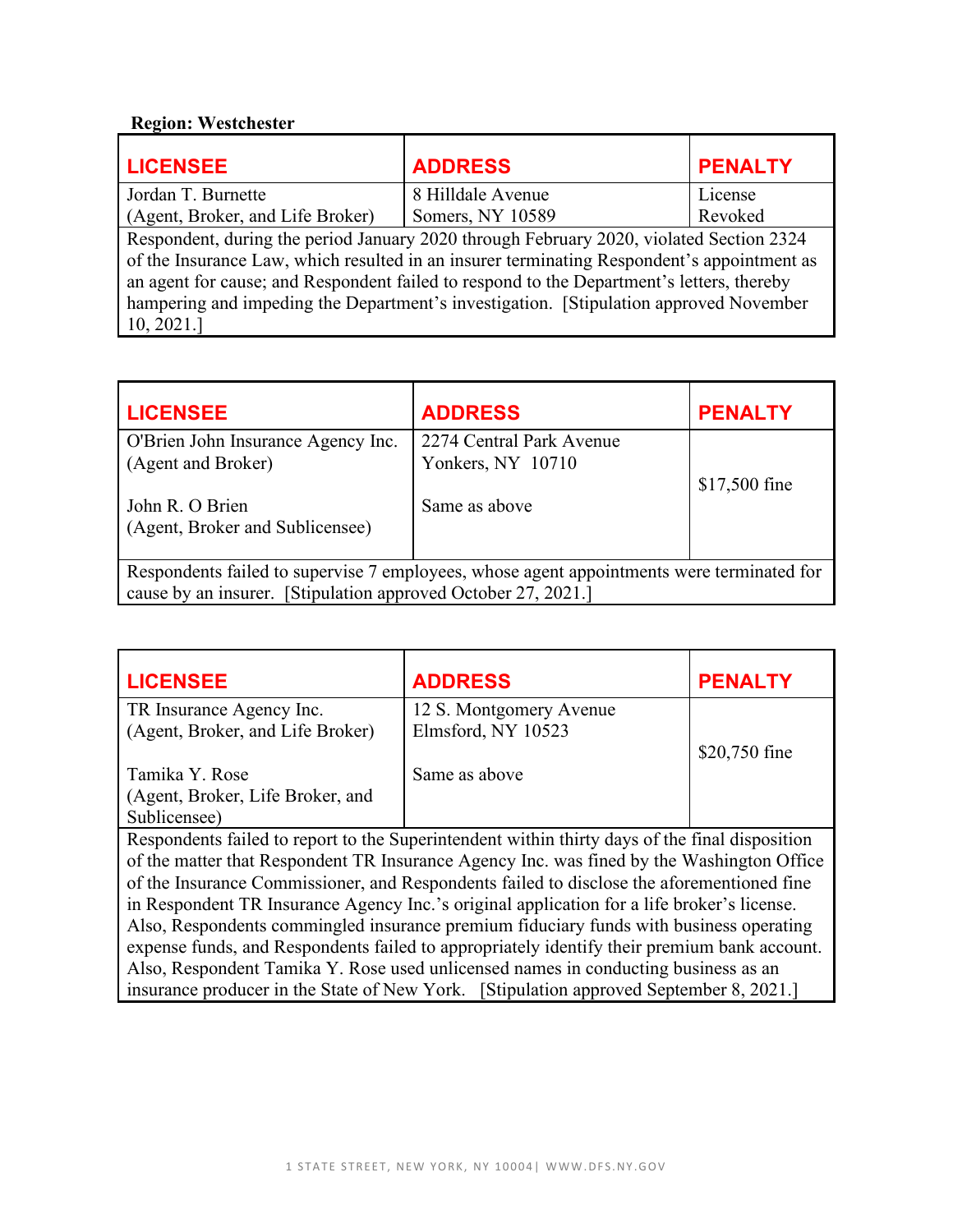**Region: Westchester**

| LICENSEE | ADDRESS | PENALTY |
|---|---|---|
| Jordan T. Burnette<br>(Agent, Broker, and Life Broker) | 8 Hilldale Avenue<br>Somers, NY 10589 | License Revoked |
| Respondent, during the period January 2020 through February 2020, violated Section 2324 of the Insurance Law, which resulted in an insurer terminating Respondent's appointment as an agent for cause; and Respondent failed to respond to the Department's letters, thereby hampering and impeding the Department's investigation. [Stipulation approved November 10, 2021.] | | |

| LICENSEE | ADDRESS | PENALTY |
|---|---|---|
| O'Brien John Insurance Agency Inc.<br>(Agent and Broker)<br><br>John R. O Brien<br>(Agent, Broker and Sublicensee) | 2274 Central Park Avenue<br>Yonkers, NY 10710<br><br>Same as above | $17,500 fine |
| Respondents failed to supervise 7 employees, whose agent appointments were terminated for cause by an insurer. [Stipulation approved October 27, 2021.] | | |

| LICENSEE | ADDRESS | PENALTY |
|---|---|---|
| TR Insurance Agency Inc.<br>(Agent, Broker, and Life Broker)<br><br>Tamika Y. Rose<br>(Agent, Broker, Life Broker, and Sublicensee) | 12 S. Montgomery Avenue<br>Elmsford, NY 10523<br><br>Same as above | $20,750 fine |
| Respondents failed to report to the Superintendent within thirty days of the final disposition of the matter that Respondent TR Insurance Agency Inc. was fined by the Washington Office of the Insurance Commissioner, and Respondents failed to disclose the aforementioned fine in Respondent TR Insurance Agency Inc.'s original application for a life broker's license. Also, Respondents commingled insurance premium fiduciary funds with business operating expense funds, and Respondents failed to appropriately identify their premium bank account. Also, Respondent Tamika Y. Rose used unlicensed names in conducting business as an insurance producer in the State of New York. [Stipulation approved September 8, 2021.] | | |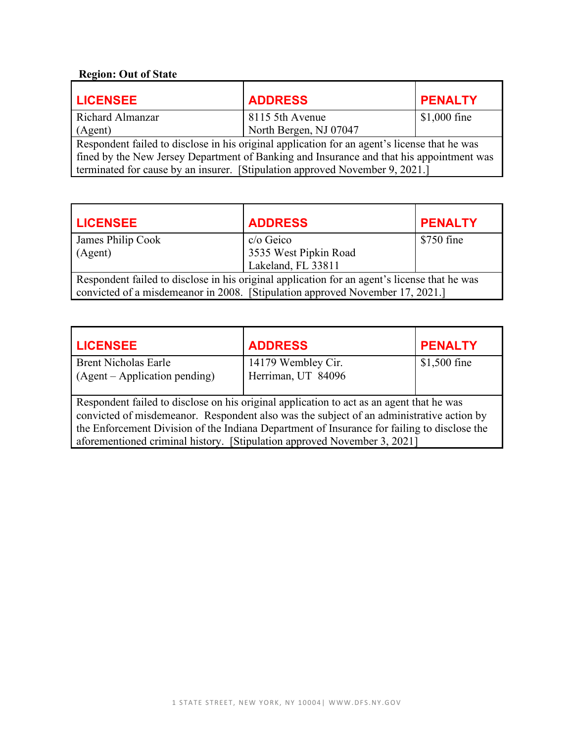**Region: Out of State**

| LICENSEE | ADDRESS | PENALTY |
|---|---|---|
| Richard Almanzar<br>(Agent) | 8115 5th Avenue<br>North Bergen, NJ 07047 | $1,000 fine |
| Respondent failed to disclose in his original application for an agent's license that he was fined by the New Jersey Department of Banking and Insurance and that his appointment was terminated for cause by an insurer. [Stipulation approved November 9, 2021.] | | |

| LICENSEE | ADDRESS | PENALTY |
|---|---|---|
| James Philip Cook<br>(Agent) | c/o Geico<br>3535 West Pipkin Road<br>Lakeland, FL 33811 | $750 fine |
| Respondent failed to disclose in his original application for an agent's license that he was convicted of a misdemeanor in 2008. [Stipulation approved November 17, 2021.] | | |

| LICENSEE | ADDRESS | PENALTY |
|---|---|---|
| Brent Nicholas Earle<br>(Agent – Application pending) | 14179 Wembley Cir.<br>Herriman, UT 84096 | $1,500 fine |
| Respondent failed to disclose on his original application to act as an agent that he was convicted of misdemeanor. Respondent also was the subject of an administrative action by the Enforcement Division of the Indiana Department of Insurance for failing to disclose the aforementioned criminal history. [Stipulation approved November 3, 2021] | | |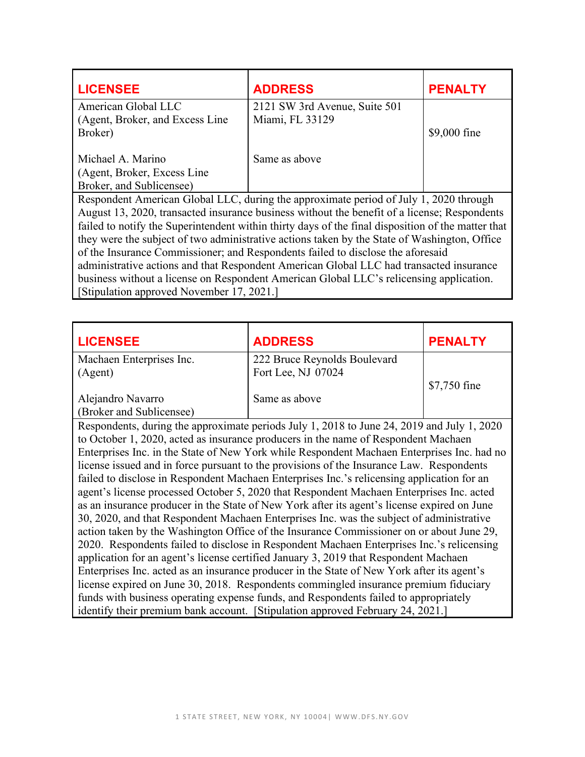| LICENSEE | ADDRESS | PENALTY |
|---|---|---|
| American Global LLC (Agent, Broker, and Excess Line Broker) | 2121 SW 3rd Avenue, Suite 501 Miami, FL 33129 | $9,000 fine |
| Michael A. Marino (Agent, Broker, Excess Line Broker, and Sublicensee) | Same as above | |

Respondent American Global LLC, during the approximate period of July 1, 2020 through August 13, 2020, transacted insurance business without the benefit of a license; Respondents failed to notify the Superintendent within thirty days of the final disposition of the matter that they were the subject of two administrative actions taken by the State of Washington, Office of the Insurance Commissioner; and Respondents failed to disclose the aforesaid administrative actions and that Respondent American Global LLC had transacted insurance business without a license on Respondent American Global LLC's relicensing application. [Stipulation approved November 17, 2021.]

| LICENSEE | ADDRESS | PENALTY |
|---|---|---|
| Machaen Enterprises Inc. (Agent) | 222 Bruce Reynolds Boulevard Fort Lee, NJ 07024 | $7,750 fine |
| Alejandro Navarro (Broker and Sublicensee) | Same as above | |

Respondents, during the approximate periods July 1, 2018 to June 24, 2019 and July 1, 2020 to October 1, 2020, acted as insurance producers in the name of Respondent Machaen Enterprises Inc. in the State of New York while Respondent Machaen Enterprises Inc. had no license issued and in force pursuant to the provisions of the Insurance Law. Respondents failed to disclose in Respondent Machaen Enterprises Inc.'s relicensing application for an agent's license processed October 5, 2020 that Respondent Machaen Enterprises Inc. acted as an insurance producer in the State of New York after its agent's license expired on June 30, 2020, and that Respondent Machaen Enterprises Inc. was the subject of administrative action taken by the Washington Office of the Insurance Commissioner on or about June 29, 2020. Respondents failed to disclose in Respondent Machaen Enterprises Inc.'s relicensing application for an agent's license certified January 3, 2019 that Respondent Machaen Enterprises Inc. acted as an insurance producer in the State of New York after its agent's license expired on June 30, 2018. Respondents commingled insurance premium fiduciary funds with business operating expense funds, and Respondents failed to appropriately identify their premium bank account. [Stipulation approved February 24, 2021.]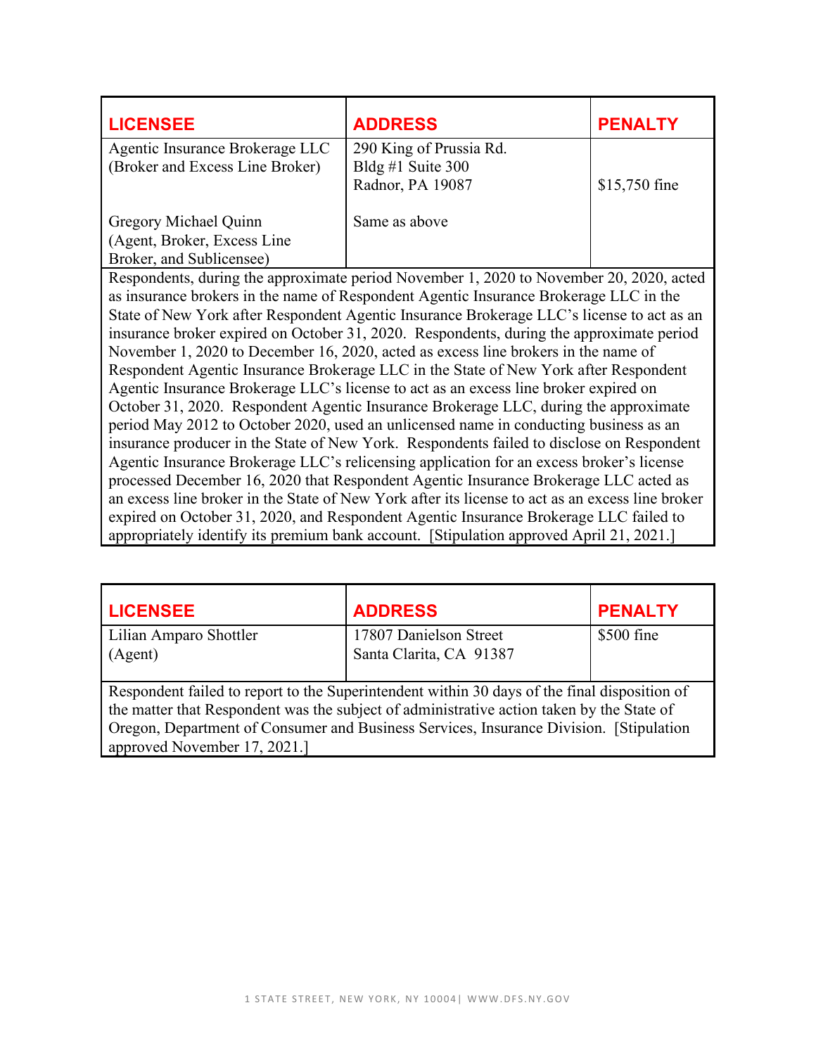| LICENSEE | ADDRESS | PENALTY |
|---|---|---|
| Agentic Insurance Brokerage LLC (Broker and Excess Line Broker)<br><br>Gregory Michael Quinn (Agent, Broker, Excess Line Broker, and Sublicensee) | 290 King of Prussia Rd. Bldg #1 Suite 300 Radnor, PA 19087<br><br>Same as above | $15,750 fine |

Respondents, during the approximate period November 1, 2020 to November 20, 2020, acted as insurance brokers in the name of Respondent Agentic Insurance Brokerage LLC in the State of New York after Respondent Agentic Insurance Brokerage LLC's license to act as an insurance broker expired on October 31, 2020. Respondents, during the approximate period November 1, 2020 to December 16, 2020, acted as excess line brokers in the name of Respondent Agentic Insurance Brokerage LLC in the State of New York after Respondent Agentic Insurance Brokerage LLC's license to act as an excess line broker expired on October 31, 2020. Respondent Agentic Insurance Brokerage LLC, during the approximate period May 2012 to October 2020, used an unlicensed name in conducting business as an insurance producer in the State of New York. Respondents failed to disclose on Respondent Agentic Insurance Brokerage LLC's relicensing application for an excess broker's license processed December 16, 2020 that Respondent Agentic Insurance Brokerage LLC acted as an excess line broker in the State of New York after its license to act as an excess line broker expired on October 31, 2020, and Respondent Agentic Insurance Brokerage LLC failed to appropriately identify its premium bank account. [Stipulation approved April 21, 2021.]

| LICENSEE | ADDRESS | PENALTY |
|---|---|---|
| Lilian Amparo Shottler (Agent) | 17807 Danielson Street Santa Clarita, CA 91387 | $500 fine |

Respondent failed to report to the Superintendent within 30 days of the final disposition of the matter that Respondent was the subject of administrative action taken by the State of Oregon, Department of Consumer and Business Services, Insurance Division. [Stipulation approved November 17, 2021.]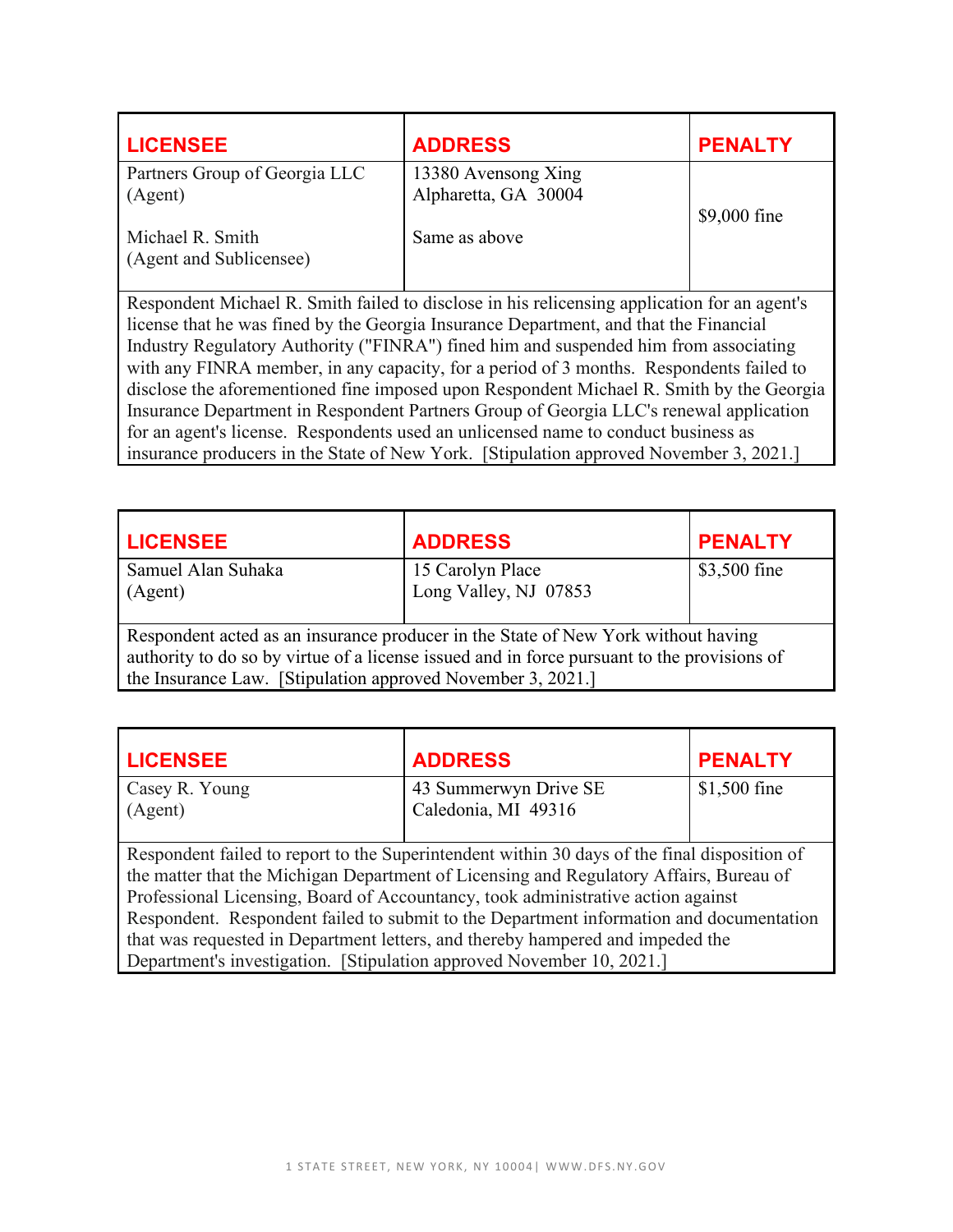| LICENSEE | ADDRESS | PENALTY |
|---|---|---|
| Partners Group of Georgia LLC (Agent)<br><br>Michael R. Smith (Agent and Sublicensee) | 13380 Avensong Xing Alpharetta, GA 30004<br><br>Same as above | $9,000 fine |

Respondent Michael R. Smith failed to disclose in his relicensing application for an agent's license that he was fined by the Georgia Insurance Department, and that the Financial Industry Regulatory Authority ("FINRA") fined him and suspended him from associating with any FINRA member, in any capacity, for a period of 3 months. Respondents failed to disclose the aforementioned fine imposed upon Respondent Michael R. Smith by the Georgia Insurance Department in Respondent Partners Group of Georgia LLC's renewal application for an agent's license. Respondents used an unlicensed name to conduct business as insurance producers in the State of New York. [Stipulation approved November 3, 2021.]

| LICENSEE | ADDRESS | PENALTY |
|---|---|---|
| Samuel Alan Suhaka (Agent) | 15 Carolyn Place Long Valley, NJ 07853 | $3,500 fine |

Respondent acted as an insurance producer in the State of New York without having authority to do so by virtue of a license issued and in force pursuant to the provisions of the Insurance Law. [Stipulation approved November 3, 2021.]

| LICENSEE | ADDRESS | PENALTY |
|---|---|---|
| Casey R. Young (Agent) | 43 Summerwyn Drive SE Caledonia, MI 49316 | $1,500 fine |

Respondent failed to report to the Superintendent within 30 days of the final disposition of the matter that the Michigan Department of Licensing and Regulatory Affairs, Bureau of Professional Licensing, Board of Accountancy, took administrative action against Respondent. Respondent failed to submit to the Department information and documentation that was requested in Department letters, and thereby hampered and impeded the Department's investigation. [Stipulation approved November 10, 2021.]